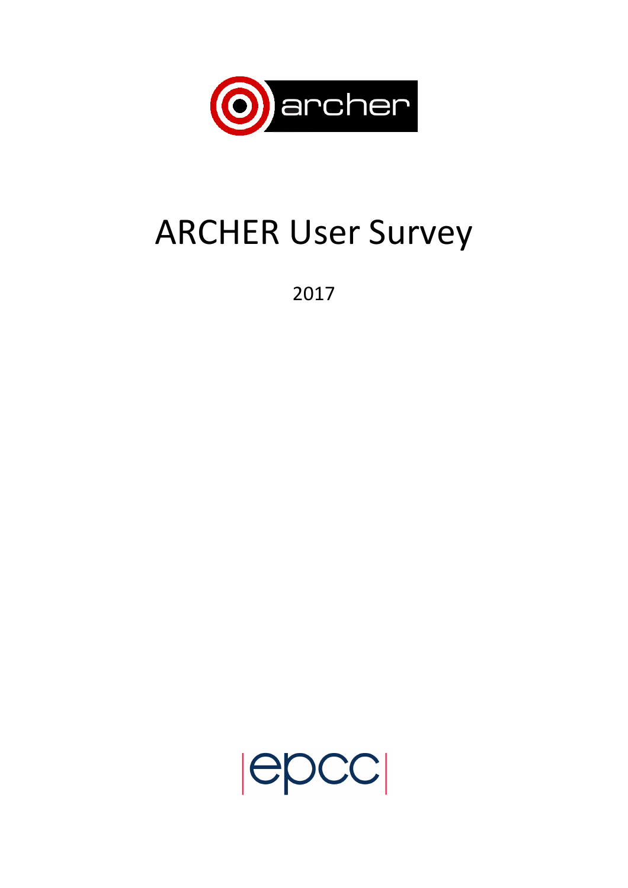# ARCHER User Survey

2017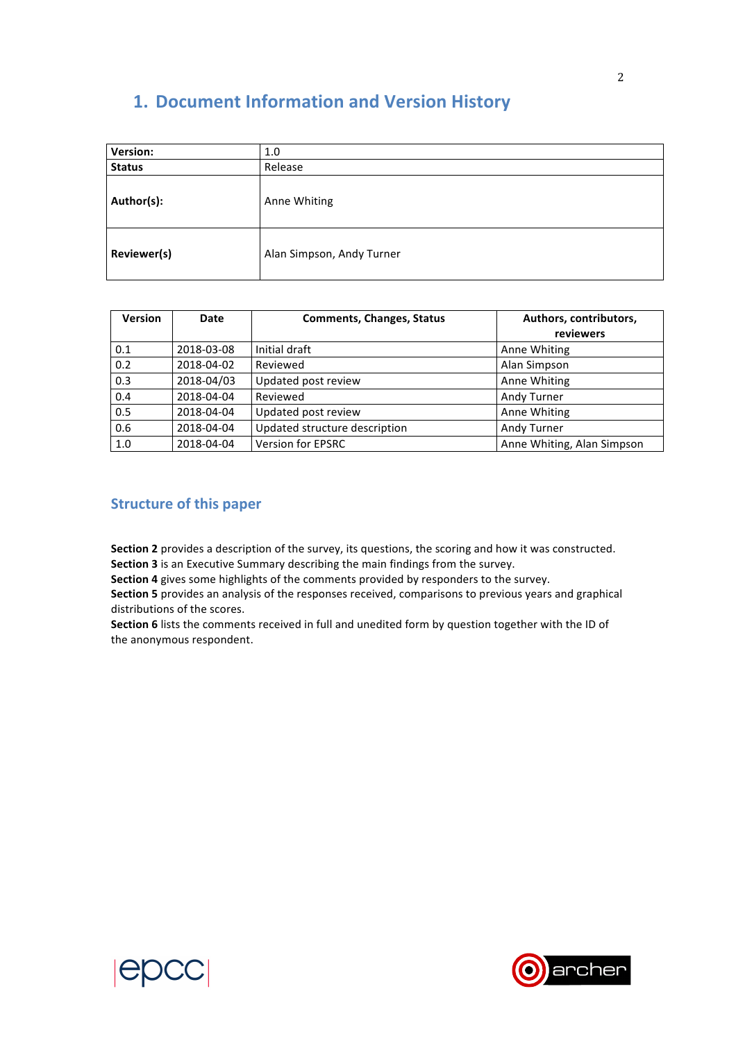# 1. Document Information and Version History

| Version: | 1.0 |
|---|---|
| Status | Release |
| Author(s): | Anne Whiting |
| Reviewer(s) | Alan Simpson, Andy Turner |

| Version | Date | Comments, Changes, Status | Authors, contributors, reviewers |
|---|---|---|---|
| 0.1 | 2018-03-08 | Initial draft | Anne Whiting |
| 0.2 | 2018-04-02 | Reviewed | Alan Simpson |
| 0.3 | 2018-04/03 | Updated post review | Anne Whiting |
| 0.4 | 2018-04-04 | Reviewed | Andy Turner |
| 0.5 | 2018-04-04 | Updated post review | Anne Whiting |
| 0.6 | 2018-04-04 | Updated structure description | Andy Turner |
| 1.0 | 2018-04-04 | Version for EPSRC | Anne Whiting, Alan Simpson |

## Structure of this paper

**Section 2** provides a description of the survey, its questions, the scoring and how it was constructed.
**Section 3** is an Executive Summary describing the main findings from the survey.
**Section 4** gives some highlights of the comments provided by responders to the survey.
**Section 5** provides an analysis of the responses received, comparisons to previous years and graphical distributions of the scores.
**Section 6** lists the comments received in full and unedited form by question together with the ID of the anonymous respondent.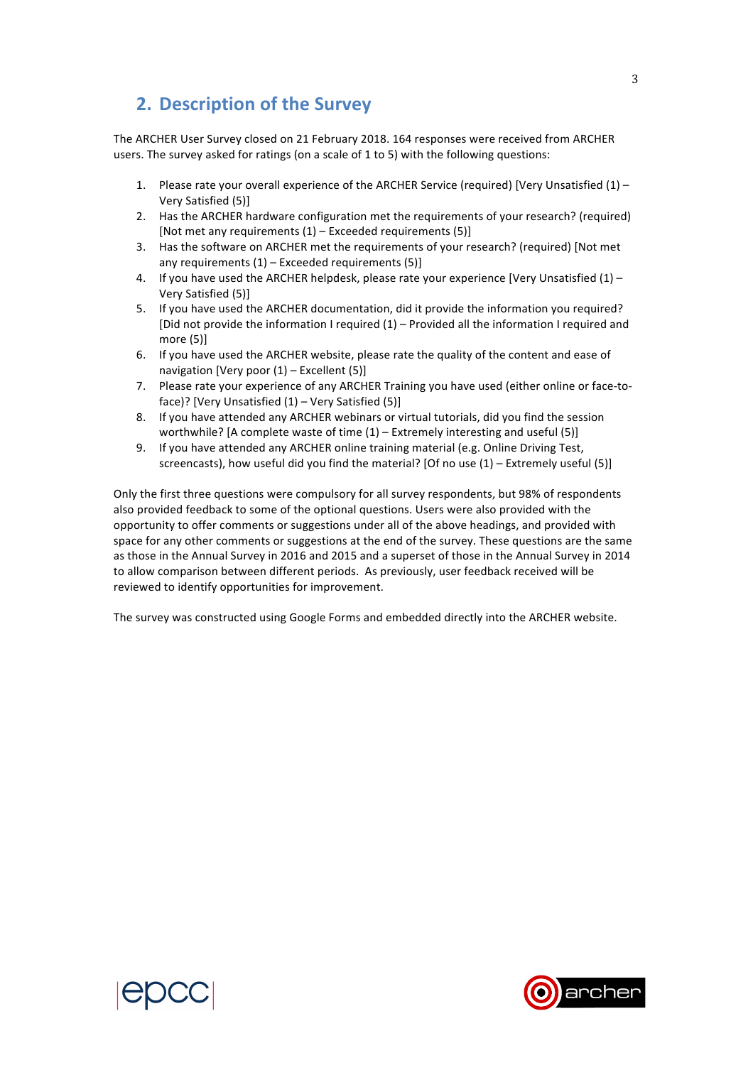## 2. Description of the Survey

The ARCHER User Survey closed on 21 February 2018. 164 responses were received from ARCHER users. The survey asked for ratings (on a scale of 1 to 5) with the following questions:

1. Please rate your overall experience of the ARCHER Service (required) [Very Unsatisfied (1) – Very Satisfied (5)]
2. Has the ARCHER hardware configuration met the requirements of your research? (required) [Not met any requirements (1) – Exceeded requirements (5)]
3. Has the software on ARCHER met the requirements of your research? (required) [Not met any requirements (1) – Exceeded requirements (5)]
4. If you have used the ARCHER helpdesk, please rate your experience [Very Unsatisfied (1) – Very Satisfied (5)]
5. If you have used the ARCHER documentation, did it provide the information you required? [Did not provide the information I required (1) – Provided all the information I required and more (5)]
6. If you have used the ARCHER website, please rate the quality of the content and ease of navigation [Very poor (1) – Excellent (5)]
7. Please rate your experience of any ARCHER Training you have used (either online or face-to-face)? [Very Unsatisfied (1) – Very Satisfied (5)]
8. If you have attended any ARCHER webinars or virtual tutorials, did you find the session worthwhile? [A complete waste of time (1) – Extremely interesting and useful (5)]
9. If you have attended any ARCHER online training material (e.g. Online Driving Test, screencasts), how useful did you find the material? [Of no use (1) – Extremely useful (5)]

Only the first three questions were compulsory for all survey respondents, but 98% of respondents also provided feedback to some of the optional questions. Users were also provided with the opportunity to offer comments or suggestions under all of the above headings, and provided with space for any other comments or suggestions at the end of the survey. These questions are the same as those in the Annual Survey in 2016 and 2015 and a superset of those in the Annual Survey in 2014 to allow comparison between different periods. As previously, user feedback received will be reviewed to identify opportunities for improvement.

The survey was constructed using Google Forms and embedded directly into the ARCHER website.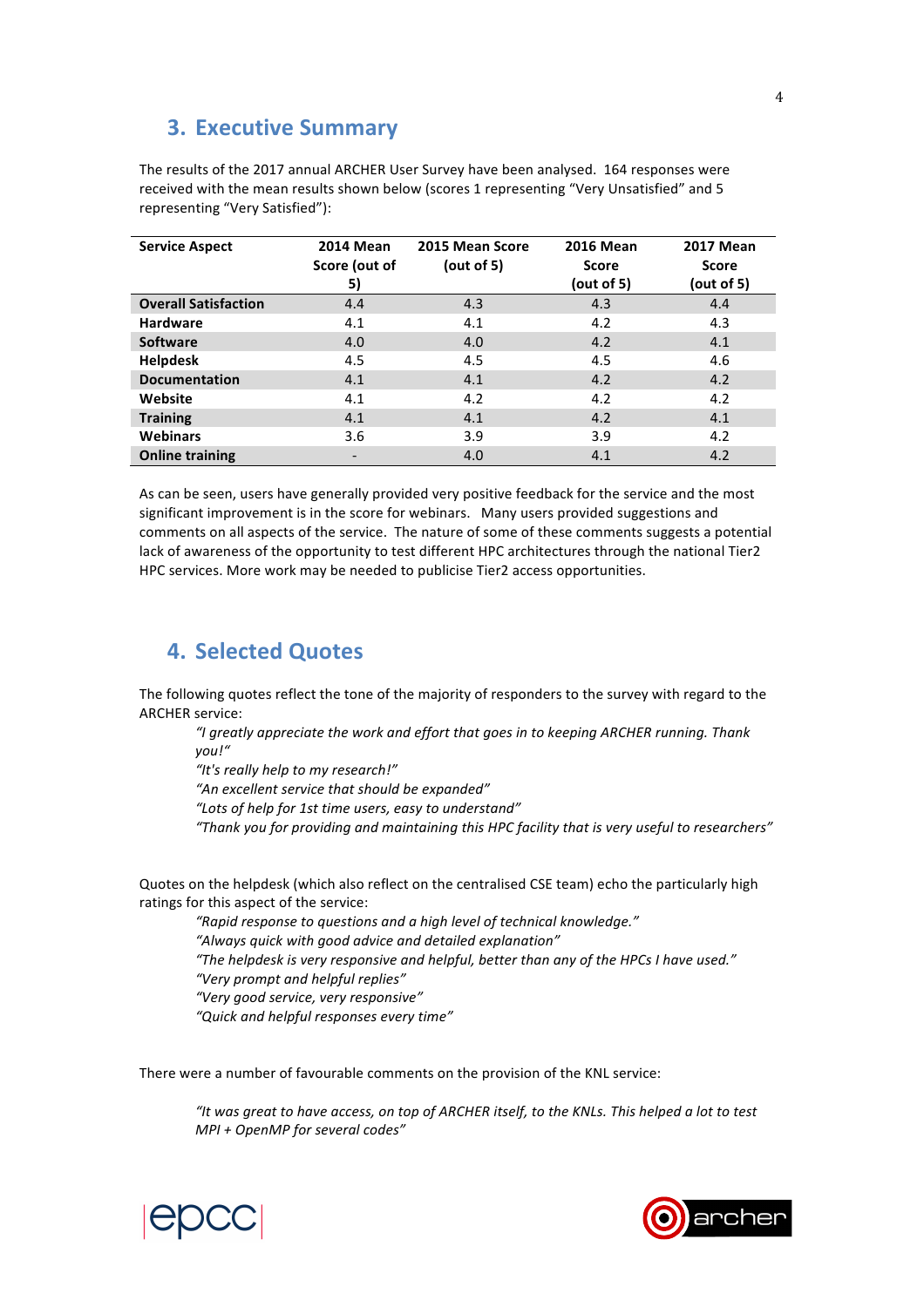## 3. Executive Summary

The results of the 2017 annual ARCHER User Survey have been analysed. 164 responses were received with the mean results shown below (scores 1 representing "Very Unsatisfied" and 5 representing "Very Satisfied"):

| Service Aspect | 2014 Mean Score (out of 5) | 2015 Mean Score (out of 5) | 2016 Mean Score (out of 5) | 2017 Mean Score (out of 5) |
|---|---|---|---|---|
| **Overall Satisfaction** | 4.4 | 4.3 | 4.3 | 4.4 |
| **Hardware** | 4.1 | 4.1 | 4.2 | 4.3 |
| **Software** | 4.0 | 4.0 | 4.2 | 4.1 |
| **Helpdesk** | 4.5 | 4.5 | 4.5 | 4.6 |
| **Documentation** | 4.1 | 4.1 | 4.2 | 4.2 |
| **Website** | 4.1 | 4.2 | 4.2 | 4.2 |
| **Training** | 4.1 | 4.1 | 4.2 | 4.1 |
| **Webinars** | 3.6 | 3.9 | 3.9 | 4.2 |
| **Online training** | - | 4.0 | 4.1 | 4.2 |

As can be seen, users have generally provided very positive feedback for the service and the most significant improvement is in the score for webinars. Many users provided suggestions and comments on all aspects of the service. The nature of some of these comments suggests a potential lack of awareness of the opportunity to test different HPC architectures through the national Tier2 HPC services. More work may be needed to publicise Tier2 access opportunities.

## 4. Selected Quotes

The following quotes reflect the tone of the majority of responders to the survey with regard to the ARCHER service:

> *"I greatly appreciate the work and effort that goes in to keeping ARCHER running. Thank you!"*
> *"It's really help to my research!"*
> *"An excellent service that should be expanded"*
> *"Lots of help for 1st time users, easy to understand"*
> *"Thank you for providing and maintaining this HPC facility that is very useful to researchers"*

Quotes on the helpdesk (which also reflect on the centralised CSE team) echo the particularly high ratings for this aspect of the service:

> *"Rapid response to questions and a high level of technical knowledge."*
> *"Always quick with good advice and detailed explanation"*
> *"The helpdesk is very responsive and helpful, better than any of the HPCs I have used."*
> *"Very prompt and helpful replies"*
> *"Very good service, very responsive"*
> *"Quick and helpful responses every time"*

There were a number of favourable comments on the provision of the KNL service:

> *"It was great to have access, on top of ARCHER itself, to the KNLs. This helped a lot to test MPI + OpenMP for several codes"*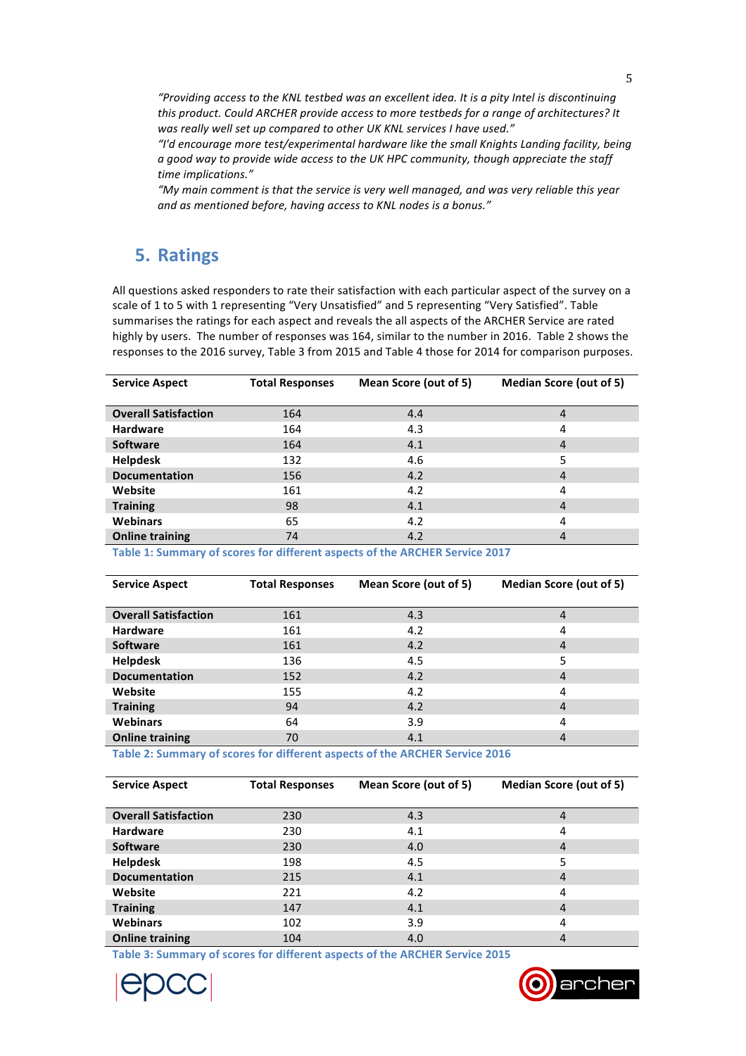*"Providing access to the KNL testbed was an excellent idea. It is a pity Intel is discontinuing this product. Could ARCHER provide access to more testbeds for a range of architectures? It was really well set up compared to other UK KNL services I have used."*

*"I'd encourage more test/experimental hardware like the small Knights Landing facility, being a good way to provide wide access to the UK HPC community, though appreciate the staff time implications."*

*"My main comment is that the service is very well managed, and was very reliable this year and as mentioned before, having access to KNL nodes is a bonus."*

## 5. Ratings

All questions asked responders to rate their satisfaction with each particular aspect of the survey on a scale of 1 to 5 with 1 representing "Very Unsatisfied" and 5 representing "Very Satisfied". Table summarises the ratings for each aspect and reveals the all aspects of the ARCHER Service are rated highly by users. The number of responses was 164, similar to the number in 2016. Table 2 shows the responses to the 2016 survey, Table 3 from 2015 and Table 4 those for 2014 for comparison purposes.

| Service Aspect | Total Responses | Mean Score (out of 5) | Median Score (out of 5) |
|---|---|---|---|
| **Overall Satisfaction** | 164 | 4.4 | 4 |
| **Hardware** | 164 | 4.3 | 4 |
| **Software** | 164 | 4.1 | 4 |
| **Helpdesk** | 132 | 4.6 | 5 |
| **Documentation** | 156 | 4.2 | 4 |
| **Website** | 161 | 4.2 | 4 |
| **Training** | 98 | 4.1 | 4 |
| **Webinars** | 65 | 4.2 | 4 |
| **Online training** | 74 | 4.2 | 4 |

**Table 1: Summary of scores for different aspects of the ARCHER Service 2017**

| Service Aspect | Total Responses | Mean Score (out of 5) | Median Score (out of 5) |
|---|---|---|---|
| **Overall Satisfaction** | 161 | 4.3 | 4 |
| **Hardware** | 161 | 4.2 | 4 |
| **Software** | 161 | 4.2 | 4 |
| **Helpdesk** | 136 | 4.5 | 5 |
| **Documentation** | 152 | 4.2 | 4 |
| **Website** | 155 | 4.2 | 4 |
| **Training** | 94 | 4.2 | 4 |
| **Webinars** | 64 | 3.9 | 4 |
| **Online training** | 70 | 4.1 | 4 |

**Table 2: Summary of scores for different aspects of the ARCHER Service 2016**

| Service Aspect | Total Responses | Mean Score (out of 5) | Median Score (out of 5) |
|---|---|---|---|
| **Overall Satisfaction** | 230 | 4.3 | 4 |
| **Hardware** | 230 | 4.1 | 4 |
| **Software** | 230 | 4.0 | 4 |
| **Helpdesk** | 198 | 4.5 | 5 |
| **Documentation** | 215 | 4.1 | 4 |
| **Website** | 221 | 4.2 | 4 |
| **Training** | 147 | 4.1 | 4 |
| **Webinars** | 102 | 3.9 | 4 |
| **Online training** | 104 | 4.0 | 4 |

**Table 3: Summary of scores for different aspects of the ARCHER Service 2015**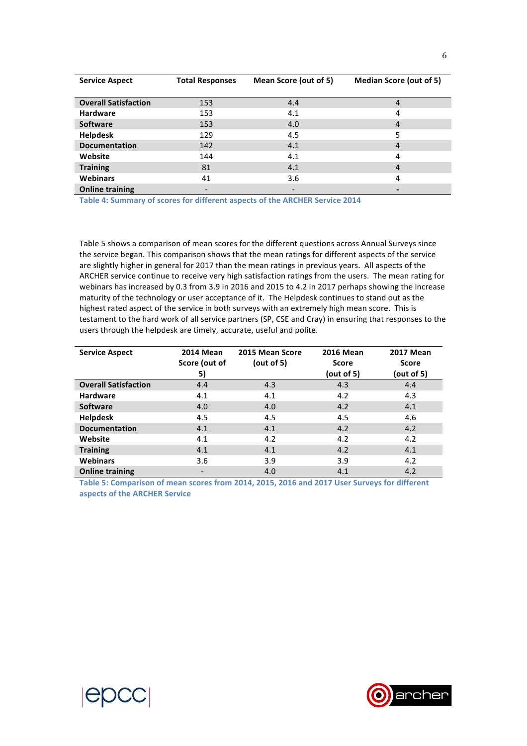| Service Aspect | Total Responses | Mean Score (out of 5) | Median Score (out of 5) |
|---|---|---|---|
| **Overall Satisfaction** | 153 | 4.4 | 4 |
| **Hardware** | 153 | 4.1 | 4 |
| **Software** | 153 | 4.0 | 4 |
| **Helpdesk** | 129 | 4.5 | 5 |
| **Documentation** | 142 | 4.1 | 4 |
| **Website** | 144 | 4.1 | 4 |
| **Training** | 81 | 4.1 | 4 |
| **Webinars** | 41 | 3.6 | 4 |
| **Online training** | - | - | - |

**Table 4: Summary of scores for different aspects of the ARCHER Service 2014**

Table 5 shows a comparison of mean scores for the different questions across Annual Surveys since the service began. This comparison shows that the mean ratings for different aspects of the service are slightly higher in general for 2017 than the mean ratings in previous years. All aspects of the ARCHER service continue to receive very high satisfaction ratings from the users. The mean rating for webinars has increased by 0.3 from 3.9 in 2016 and 2015 to 4.2 in 2017 perhaps showing the increase maturity of the technology or user acceptance of it. The Helpdesk continues to stand out as the highest rated aspect of the service in both surveys with an extremely high mean score. This is testament to the hard work of all service partners (SP, CSE and Cray) in ensuring that responses to the users through the helpdesk are timely, accurate, useful and polite.

| Service Aspect | 2014 Mean Score (out of 5) | 2015 Mean Score (out of 5) | 2016 Mean Score (out of 5) | 2017 Mean Score (out of 5) |
|---|---|---|---|---|
| **Overall Satisfaction** | 4.4 | 4.3 | 4.3 | 4.4 |
| **Hardware** | 4.1 | 4.1 | 4.2 | 4.3 |
| **Software** | 4.0 | 4.0 | 4.2 | 4.1 |
| **Helpdesk** | 4.5 | 4.5 | 4.5 | 4.6 |
| **Documentation** | 4.1 | 4.1 | 4.2 | 4.2 |
| **Website** | 4.1 | 4.2 | 4.2 | 4.2 |
| **Training** | 4.1 | 4.1 | 4.2 | 4.1 |
| **Webinars** | 3.6 | 3.9 | 3.9 | 4.2 |
| **Online training** | - | 4.0 | 4.1 | 4.2 |

**Table 5: Comparison of mean scores from 2014, 2015, 2016 and 2017 User Surveys for different aspects of the ARCHER Service**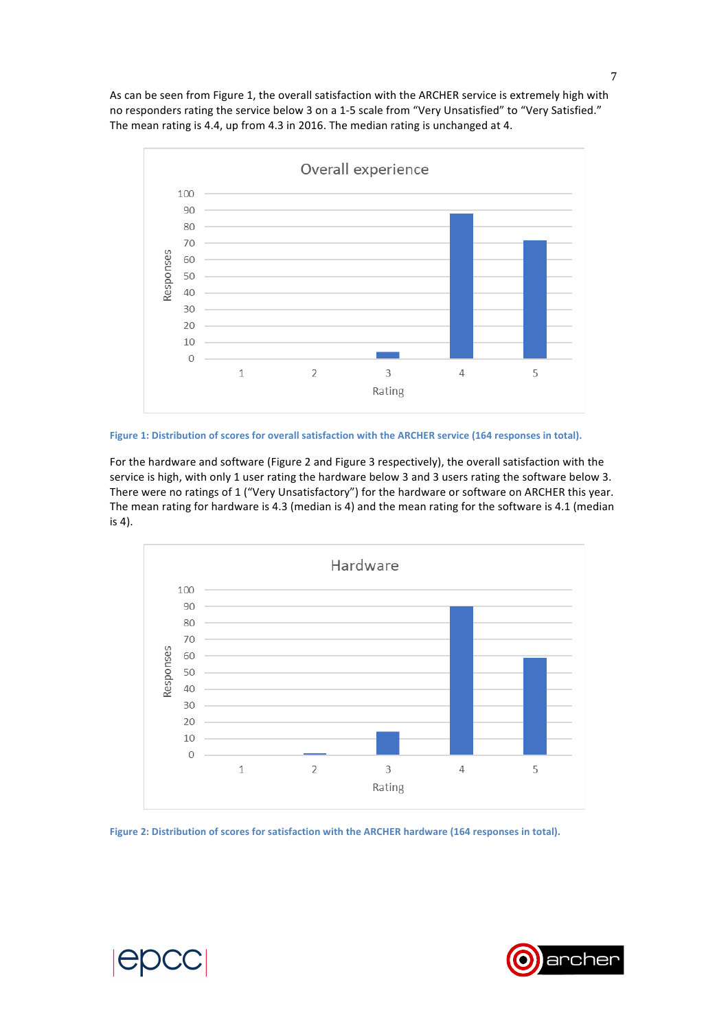As can be seen from Figure 1, the overall satisfaction with the ARCHER service is extremely high with no responders rating the service below 3 on a 1-5 scale from "Very Unsatisfied" to "Very Satisfied." The mean rating is 4.4, up from 4.3 in 2016. The median rating is unchanged at 4.

Figure 1: Distribution of scores for overall satisfaction with the ARCHER service (164 responses in total).

For the hardware and software (Figure 2 and Figure 3 respectively), the overall satisfaction with the service is high, with only 1 user rating the hardware below 3 and 3 users rating the software below 3. There were no ratings of 1 ("Very Unsatisfactory") for the hardware or software on ARCHER this year. The mean rating for hardware is 4.3 (median is 4) and the mean rating for the software is 4.1 (median is 4).

Figure 2: Distribution of scores for satisfaction with the ARCHER hardware (164 responses in total).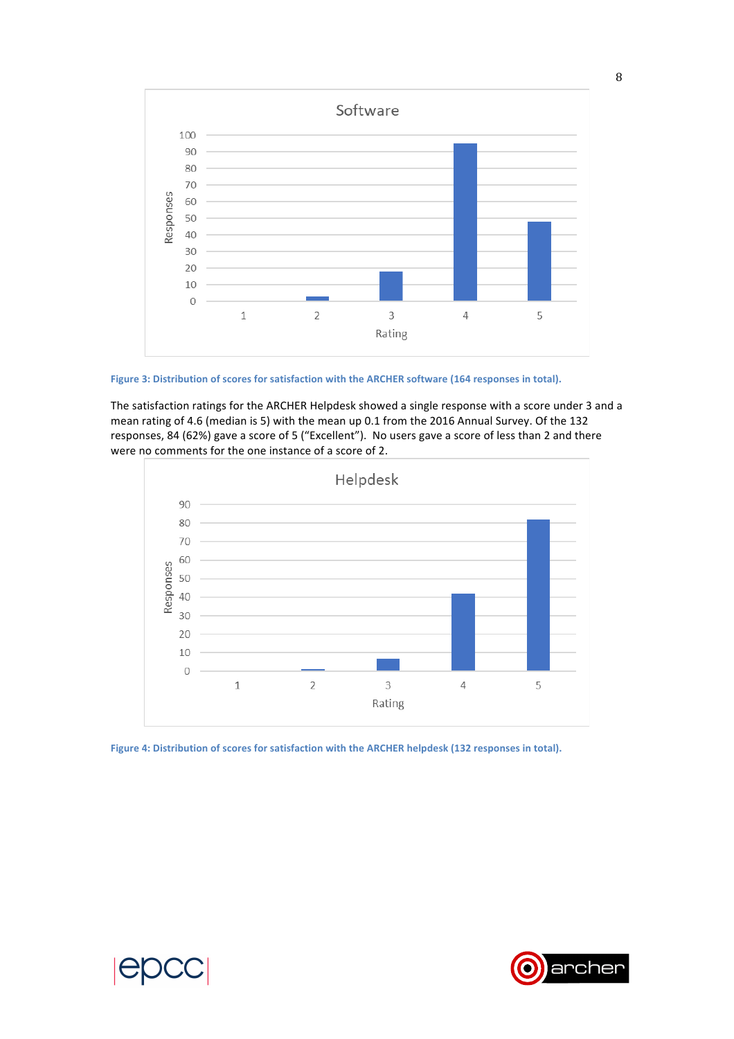Figure 3: Distribution of scores for satisfaction with the ARCHER software (164 responses in total).

The satisfaction ratings for the ARCHER Helpdesk showed a single response with a score under 3 and a mean rating of 4.6 (median is 5) with the mean up 0.1 from the 2016 Annual Survey. Of the 132 responses, 84 (62%) gave a score of 5 ("Excellent"). No users gave a score of less than 2 and there were no comments for the one instance of a score of 2.

Figure 4: Distribution of scores for satisfaction with the ARCHER helpdesk (132 responses in total).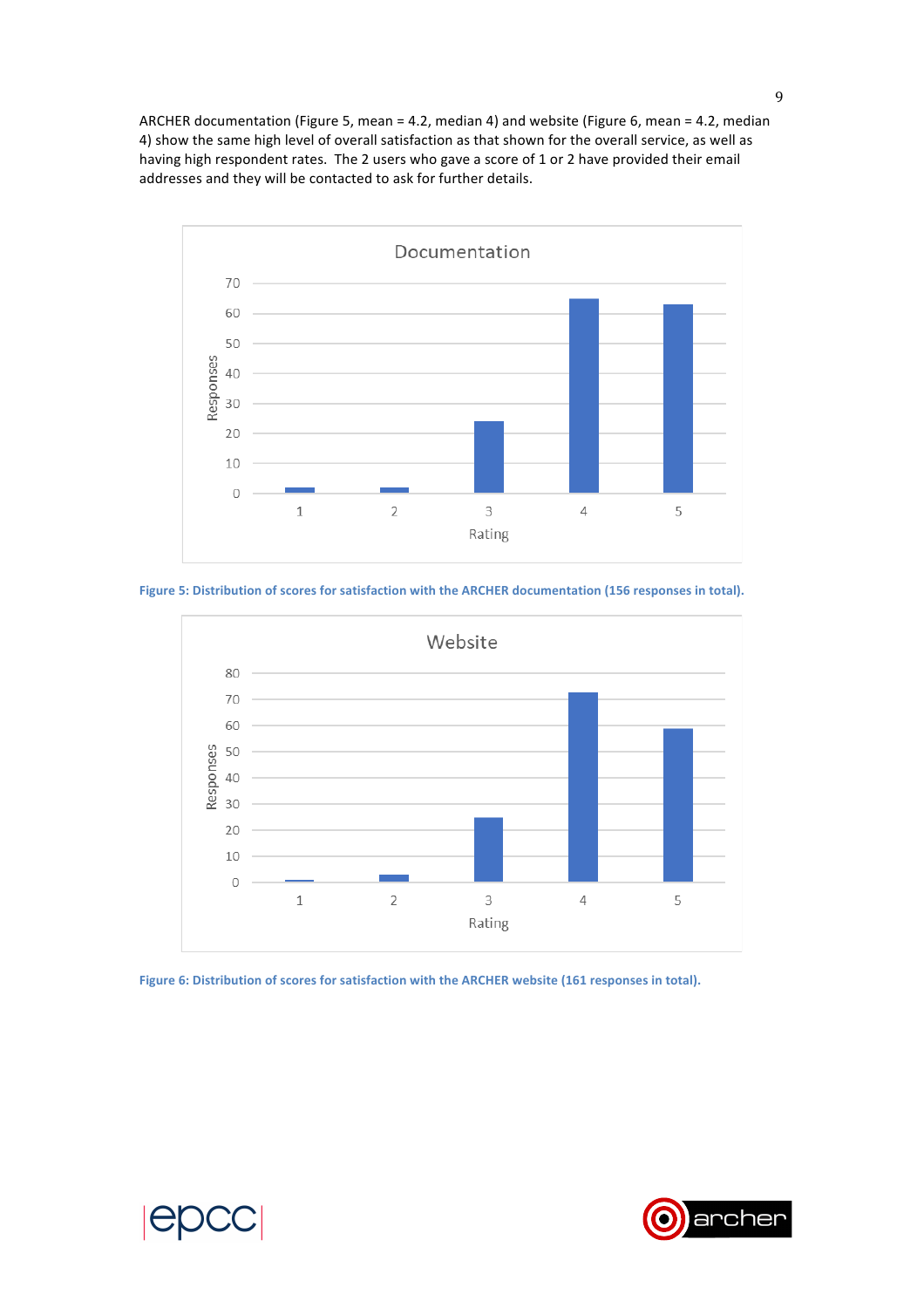ARCHER documentation (Figure 5, mean = 4.2, median 4) and website (Figure 6, mean = 4.2, median 4) show the same high level of overall satisfaction as that shown for the overall service, as well as having high respondent rates. The 2 users who gave a score of 1 or 2 have provided their email addresses and they will be contacted to ask for further details.

**Figure 5: Distribution of scores for satisfaction with the ARCHER documentation (156 responses in total).**

**Figure 6: Distribution of scores for satisfaction with the ARCHER website (161 responses in total).**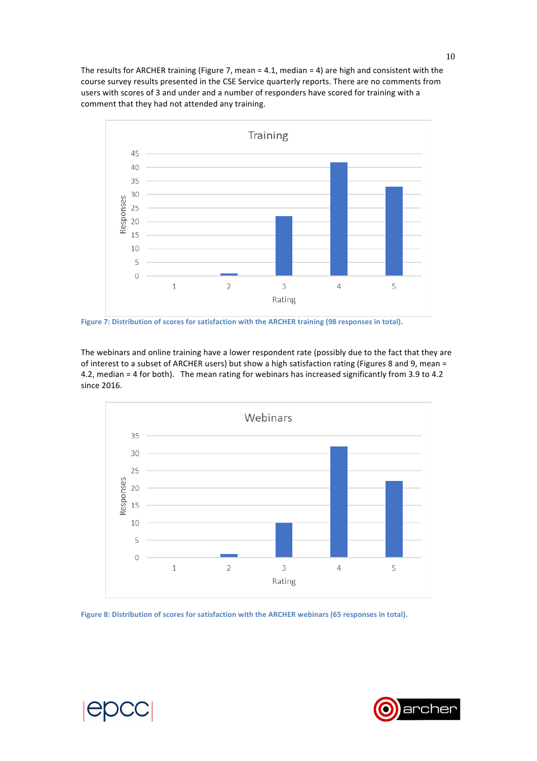The results for ARCHER training (Figure 7, mean = 4.1, median = 4) are high and consistent with the course survey results presented in the CSE Service quarterly reports. There are no comments from users with scores of 3 and under and a number of responders have scored for training with a comment that they had not attended any training.

Figure 7: Distribution of scores for satisfaction with the ARCHER training (98 responses in total).

The webinars and online training have a lower respondent rate (possibly due to the fact that they are of interest to a subset of ARCHER users) but show a high satisfaction rating (Figures 8 and 9, mean = 4.2, median = 4 for both). The mean rating for webinars has increased significantly from 3.9 to 4.2 since 2016.

Figure 8: Distribution of scores for satisfaction with the ARCHER webinars (65 responses in total).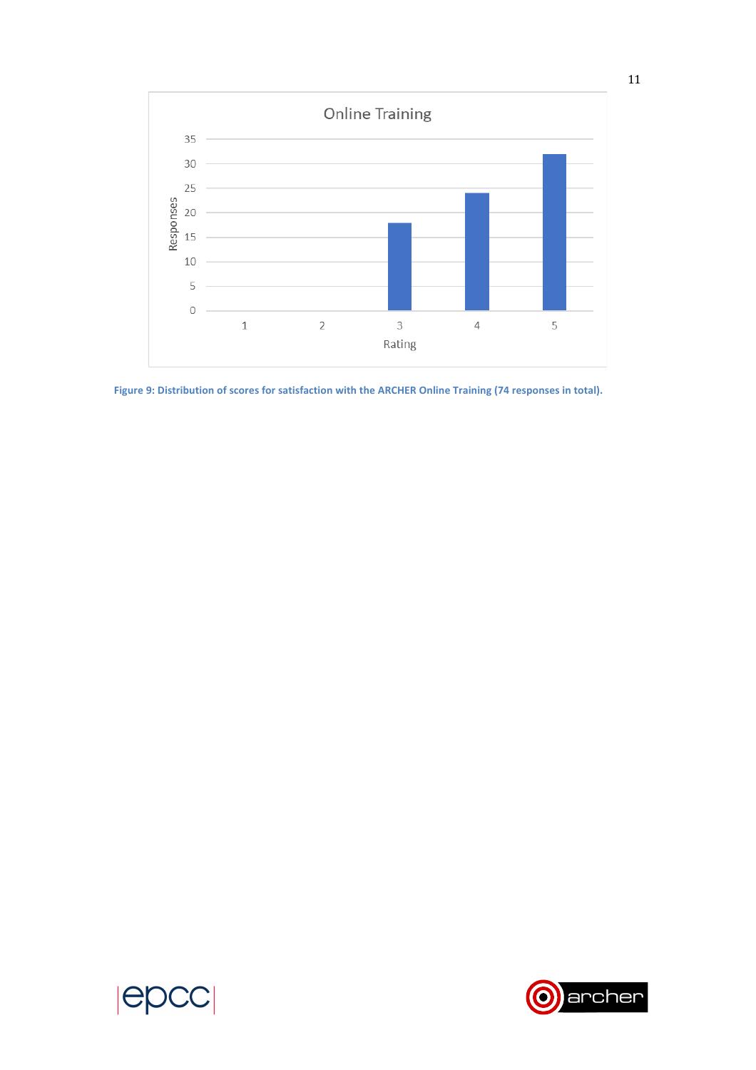Figure 9: Distribution of scores for satisfaction with the ARCHER Online Training (74 responses in total).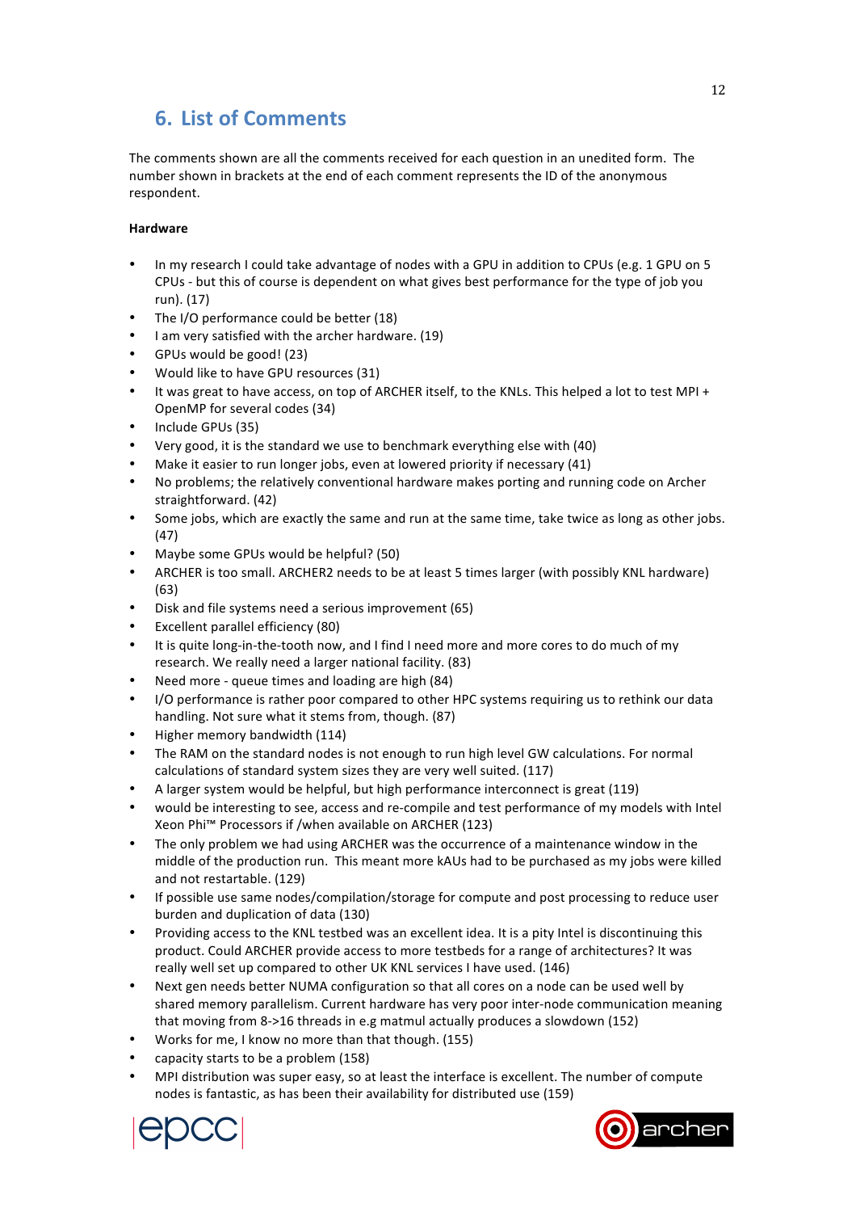## 6. List of Comments

The comments shown are all the comments received for each question in an unedited form. The number shown in brackets at the end of each comment represents the ID of the anonymous respondent.

**Hardware**

- In my research I could take advantage of nodes with a GPU in addition to CPUs (e.g. 1 GPU on 5 CPUs - but this of course is dependent on what gives best performance for the type of job you run). (17)
- The I/O performance could be better (18)
- I am very satisfied with the archer hardware. (19)
- GPUs would be good! (23)
- Would like to have GPU resources (31)
- It was great to have access, on top of ARCHER itself, to the KNLs. This helped a lot to test MPI + OpenMP for several codes (34)
- Include GPUs (35)
- Very good, it is the standard we use to benchmark everything else with (40)
- Make it easier to run longer jobs, even at lowered priority if necessary (41)
- No problems; the relatively conventional hardware makes porting and running code on Archer straightforward. (42)
- Some jobs, which are exactly the same and run at the same time, take twice as long as other jobs. (47)
- Maybe some GPUs would be helpful? (50)
- ARCHER is too small. ARCHER2 needs to be at least 5 times larger (with possibly KNL hardware) (63)
- Disk and file systems need a serious improvement (65)
- Excellent parallel efficiency (80)
- It is quite long-in-the-tooth now, and I find I need more and more cores to do much of my research. We really need a larger national facility. (83)
- Need more - queue times and loading are high (84)
- I/O performance is rather poor compared to other HPC systems requiring us to rethink our data handling. Not sure what it stems from, though. (87)
- Higher memory bandwidth (114)
- The RAM on the standard nodes is not enough to run high level GW calculations. For normal calculations of standard system sizes they are very well suited. (117)
- A larger system would be helpful, but high performance interconnect is great (119)
- would be interesting to see, access and re-compile and test performance of my models with Intel Xeon Phi™ Processors if /when available on ARCHER (123)
- The only problem we had using ARCHER was the occurrence of a maintenance window in the middle of the production run. This meant more kAUs had to be purchased as my jobs were killed and not restartable. (129)
- If possible use same nodes/compilation/storage for compute and post processing to reduce user burden and duplication of data (130)
- Providing access to the KNL testbed was an excellent idea. It is a pity Intel is discontinuing this product. Could ARCHER provide access to more testbeds for a range of architectures? It was really well set up compared to other UK KNL services I have used. (146)
- Next gen needs better NUMA configuration so that all cores on a node can be used well by shared memory parallelism. Current hardware has very poor inter-node communication meaning that moving from 8->16 threads in e.g matmul actually produces a slowdown (152)
- Works for me, I know no more than that though. (155)
- capacity starts to be a problem (158)
- MPI distribution was super easy, so at least the interface is excellent. The number of compute nodes is fantastic, as has been their availability for distributed use (159)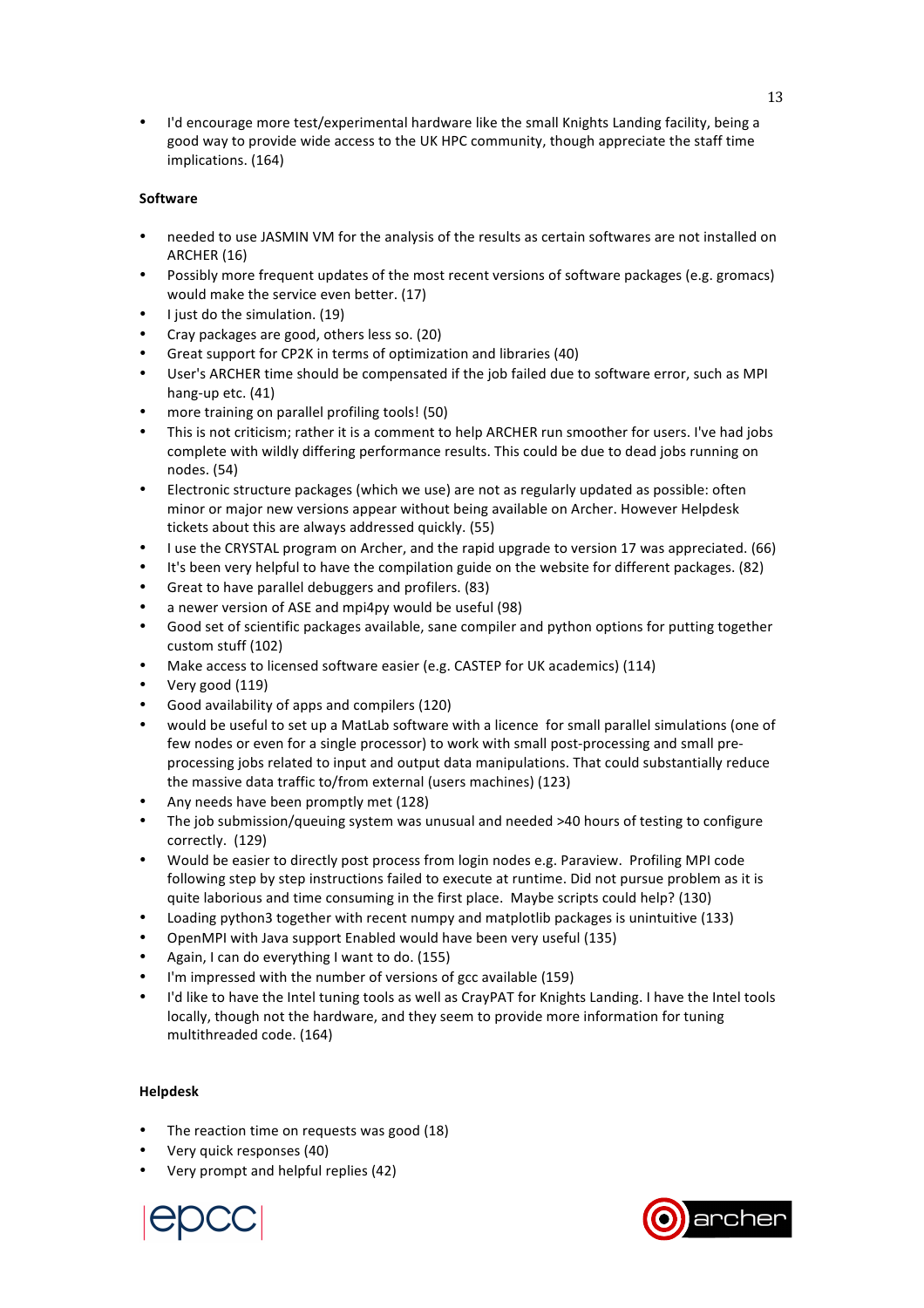- I'd encourage more test/experimental hardware like the small Knights Landing facility, being a good way to provide wide access to the UK HPC community, though appreciate the staff time implications. (164)

**Software**

- needed to use JASMIN VM for the analysis of the results as certain softwares are not installed on ARCHER (16)
- Possibly more frequent updates of the most recent versions of software packages (e.g. gromacs) would make the service even better. (17)
- I just do the simulation. (19)
- Cray packages are good, others less so. (20)
- Great support for CP2K in terms of optimization and libraries (40)
- User's ARCHER time should be compensated if the job failed due to software error, such as MPI hang-up etc. (41)
- more training on parallel profiling tools! (50)
- This is not criticism; rather it is a comment to help ARCHER run smoother for users. I've had jobs complete with wildly differing performance results. This could be due to dead jobs running on nodes. (54)
- Electronic structure packages (which we use) are not as regularly updated as possible: often minor or major new versions appear without being available on Archer. However Helpdesk tickets about this are always addressed quickly. (55)
- I use the CRYSTAL program on Archer, and the rapid upgrade to version 17 was appreciated. (66)
- It's been very helpful to have the compilation guide on the website for different packages. (82)
- Great to have parallel debuggers and profilers. (83)
- a newer version of ASE and mpi4py would be useful (98)
- Good set of scientific packages available, sane compiler and python options for putting together custom stuff (102)
- Make access to licensed software easier (e.g. CASTEP for UK academics) (114)
- Very good (119)
- Good availability of apps and compilers (120)
- would be useful to set up a MatLab software with a licence for small parallel simulations (one of few nodes or even for a single processor) to work with small post-processing and small pre-processing jobs related to input and output data manipulations. That could substantially reduce the massive data traffic to/from external (users machines) (123)
- Any needs have been promptly met (128)
- The job submission/queuing system was unusual and needed >40 hours of testing to configure correctly. (129)
- Would be easier to directly post process from login nodes e.g. Paraview. Profiling MPI code following step by step instructions failed to execute at runtime. Did not pursue problem as it is quite laborious and time consuming in the first place. Maybe scripts could help? (130)
- Loading python3 together with recent numpy and matplotlib packages is unintuitive (133)
- OpenMPI with Java support Enabled would have been very useful (135)
- Again, I can do everything I want to do. (155)
- I'm impressed with the number of versions of gcc available (159)
- I'd like to have the Intel tuning tools as well as CrayPAT for Knights Landing. I have the Intel tools locally, though not the hardware, and they seem to provide more information for tuning multithreaded code. (164)

**Helpdesk**

- The reaction time on requests was good (18)
- Very quick responses (40)
- Very prompt and helpful replies (42)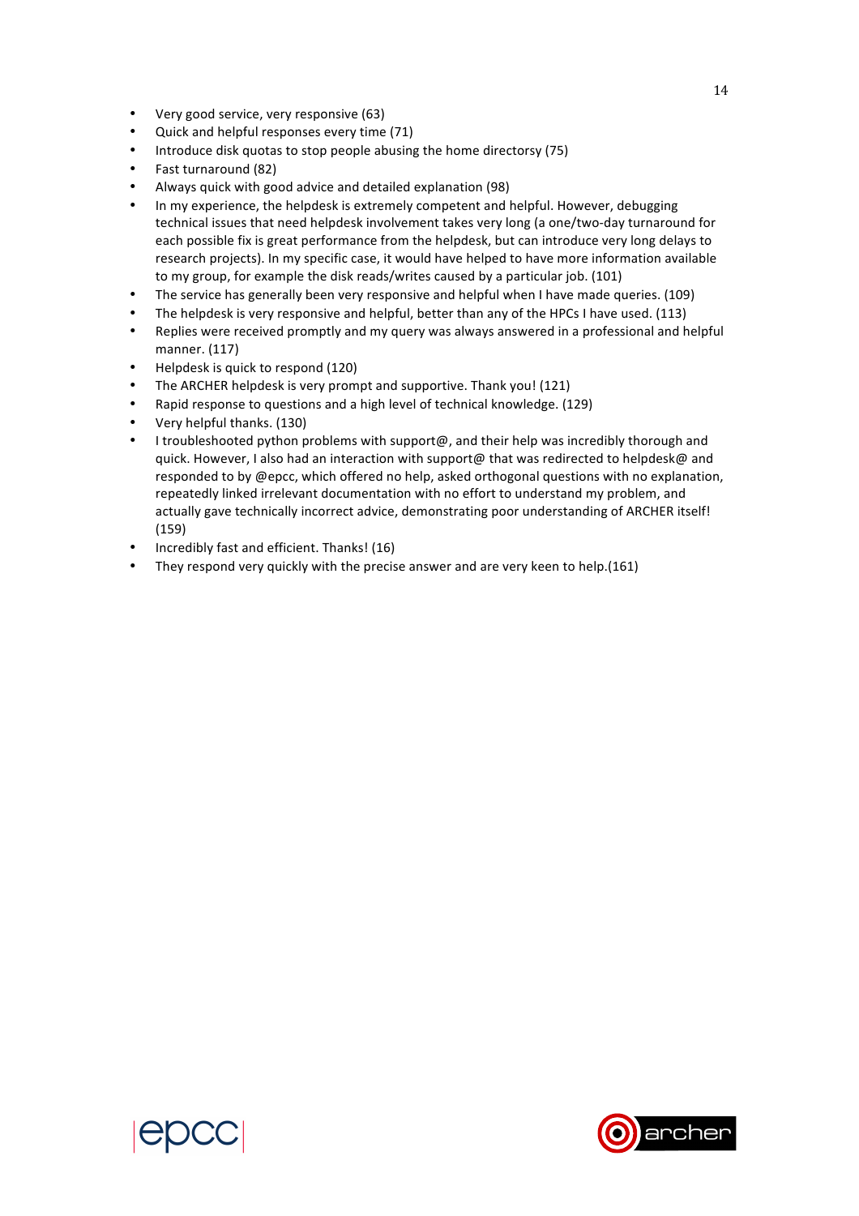- Very good service, very responsive (63)
- Quick and helpful responses every time (71)
- Introduce disk quotas to stop people abusing the home directory (75)
- Fast turnaround (82)
- Always quick with good advice and detailed explanation (98)
- In my experience, the helpdesk is extremely competent and helpful. However, debugging technical issues that need helpdesk involvement takes very long (a one/two-day turnaround for each possible fix is great performance from the helpdesk, but can introduce very long delays to research projects). In my specific case, it would have helped to have more information available to my group, for example the disk reads/writes caused by a particular job. (101)
- The service has generally been very responsive and helpful when I have made queries. (109)
- The helpdesk is very responsive and helpful, better than any of the HPCs I have used. (113)
- Replies were received promptly and my query was always answered in a professional and helpful manner. (117)
- Helpdesk is quick to respond (120)
- The ARCHER helpdesk is very prompt and supportive. Thank you! (121)
- Rapid response to questions and a high level of technical knowledge. (129)
- Very helpful thanks. (130)
- I troubleshooted python problems with support@, and their help was incredibly thorough and quick. However, I also had an interaction with support@ that was redirected to helpdesk@ and responded to by @epcc, which offered no help, asked orthogonal questions with no explanation, repeatedly linked irrelevant documentation with no effort to understand my problem, and actually gave technically incorrect advice, demonstrating poor understanding of ARCHER itself! (159)
- Incredibly fast and efficient. Thanks! (16)
- They respond very quickly with the precise answer and are very keen to help.(161)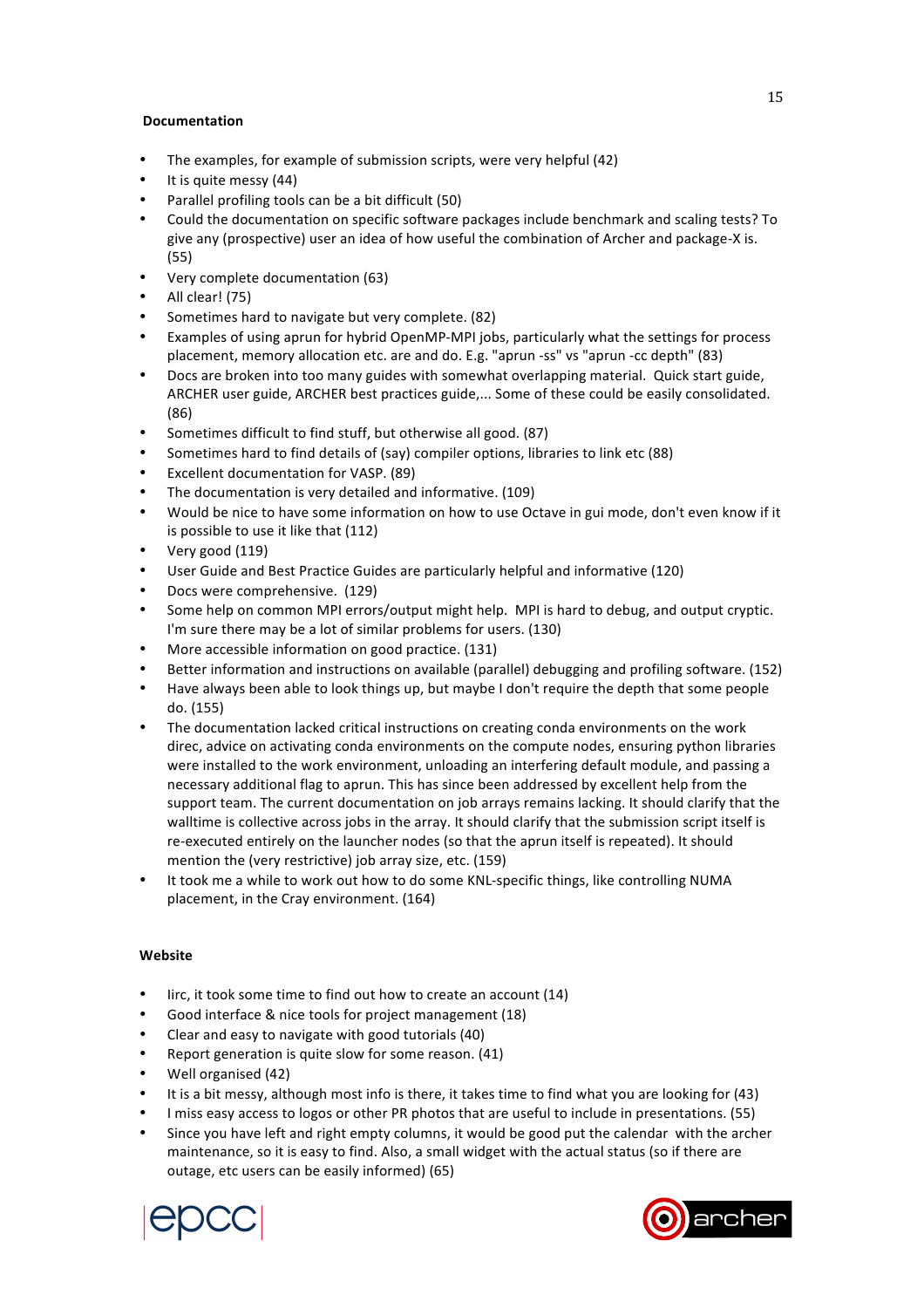**Documentation**

- The examples, for example of submission scripts, were very helpful (42)
- It is quite messy (44)
- Parallel profiling tools can be a bit difficult (50)
- Could the documentation on specific software packages include benchmark and scaling tests? To give any (prospective) user an idea of how useful the combination of Archer and package-X is. (55)
- Very complete documentation (63)
- All clear! (75)
- Sometimes hard to navigate but very complete. (82)
- Examples of using aprun for hybrid OpenMP-MPI jobs, particularly what the settings for process placement, memory allocation etc. are and do. E.g. "aprun -ss" vs "aprun -cc depth" (83)
- Docs are broken into too many guides with somewhat overlapping material. Quick start guide, ARCHER user guide, ARCHER best practices guide,... Some of these could be easily consolidated. (86)
- Sometimes difficult to find stuff, but otherwise all good. (87)
- Sometimes hard to find details of (say) compiler options, libraries to link etc (88)
- Excellent documentation for VASP. (89)
- The documentation is very detailed and informative. (109)
- Would be nice to have some information on how to use Octave in gui mode, don't even know if it is possible to use it like that (112)
- Very good (119)
- User Guide and Best Practice Guides are particularly helpful and informative (120)
- Docs were comprehensive. (129)
- Some help on common MPI errors/output might help. MPI is hard to debug, and output cryptic. I'm sure there may be a lot of similar problems for users. (130)
- More accessible information on good practice. (131)
- Better information and instructions on available (parallel) debugging and profiling software. (152)
- Have always been able to look things up, but maybe I don't require the depth that some people do. (155)
- The documentation lacked critical instructions on creating conda environments on the work direc, advice on activating conda environments on the compute nodes, ensuring python libraries were installed to the work environment, unloading an interfering default module, and passing a necessary additional flag to aprun. This has since been addressed by excellent help from the support team. The current documentation on job arrays remains lacking. It should clarify that the walltime is collective across jobs in the array. It should clarify that the submission script itself is re-executed entirely on the launcher nodes (so that the aprun itself is repeated). It should mention the (very restrictive) job array size, etc. (159)
- It took me a while to work out how to do some KNL-specific things, like controlling NUMA placement, in the Cray environment. (164)

**Website**

- Iirc, it took some time to find out how to create an account (14)
- Good interface & nice tools for project management (18)
- Clear and easy to navigate with good tutorials (40)
- Report generation is quite slow for some reason. (41)
- Well organised (42)
- It is a bit messy, although most info is there, it takes time to find what you are looking for (43)
- I miss easy access to logos or other PR photos that are useful to include in presentations. (55)
- Since you have left and right empty columns, it would be good put the calendar with the archer maintenance, so it is easy to find. Also, a small widget with the actual status (so if there are outage, etc users can be easily informed) (65)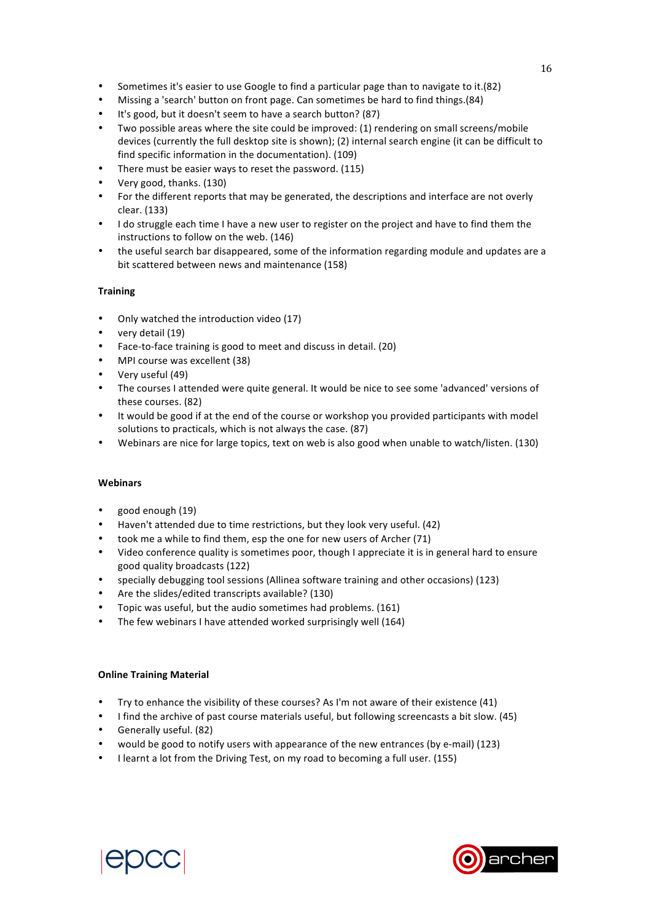- Sometimes it's easier to use Google to find a particular page than to navigate to it.(82)
- Missing a 'search' button on front page. Can sometimes be hard to find things.(84)
- It's good, but it doesn't seem to have a search button? (87)
- Two possible areas where the site could be improved: (1) rendering on small screens/mobile devices (currently the full desktop site is shown); (2) internal search engine (it can be difficult to find specific information in the documentation). (109)
- There must be easier ways to reset the password. (115)
- Very good, thanks. (130)
- For the different reports that may be generated, the descriptions and interface are not overly clear. (133)
- I do struggle each time I have a new user to register on the project and have to find them the instructions to follow on the web. (146)
- the useful search bar disappeared, some of the information regarding module and updates are a bit scattered between news and maintenance (158)

**Training**

- Only watched the introduction video (17)
- very detail (19)
- Face-to-face training is good to meet and discuss in detail. (20)
- MPI course was excellent (38)
- Very useful (49)
- The courses I attended were quite general. It would be nice to see some 'advanced' versions of these courses. (82)
- It would be good if at the end of the course or workshop you provided participants with model solutions to practicals, which is not always the case. (87)
- Webinars are nice for large topics, text on web is also good when unable to watch/listen. (130)

**Webinars**

- good enough (19)
- Haven't attended due to time restrictions, but they look very useful. (42)
- took me a while to find them, esp the one for new users of Archer (71)
- Video conference quality is sometimes poor, though I appreciate it is in general hard to ensure good quality broadcasts (122)
- specially debugging tool sessions (Allinea software training and other occasions) (123)
- Are the slides/edited transcripts available? (130)
- Topic was useful, but the audio sometimes had problems. (161)
- The few webinars I have attended worked surprisingly well (164)

**Online Training Material**

- Try to enhance the visibility of these courses? As I'm not aware of their existence (41)
- I find the archive of past course materials useful, but following screencasts a bit slow. (45)
- Generally useful. (82)
- would be good to notify users with appearance of the new entrances (by e-mail) (123)
- I learnt a lot from the Driving Test, on my road to becoming a full user. (155)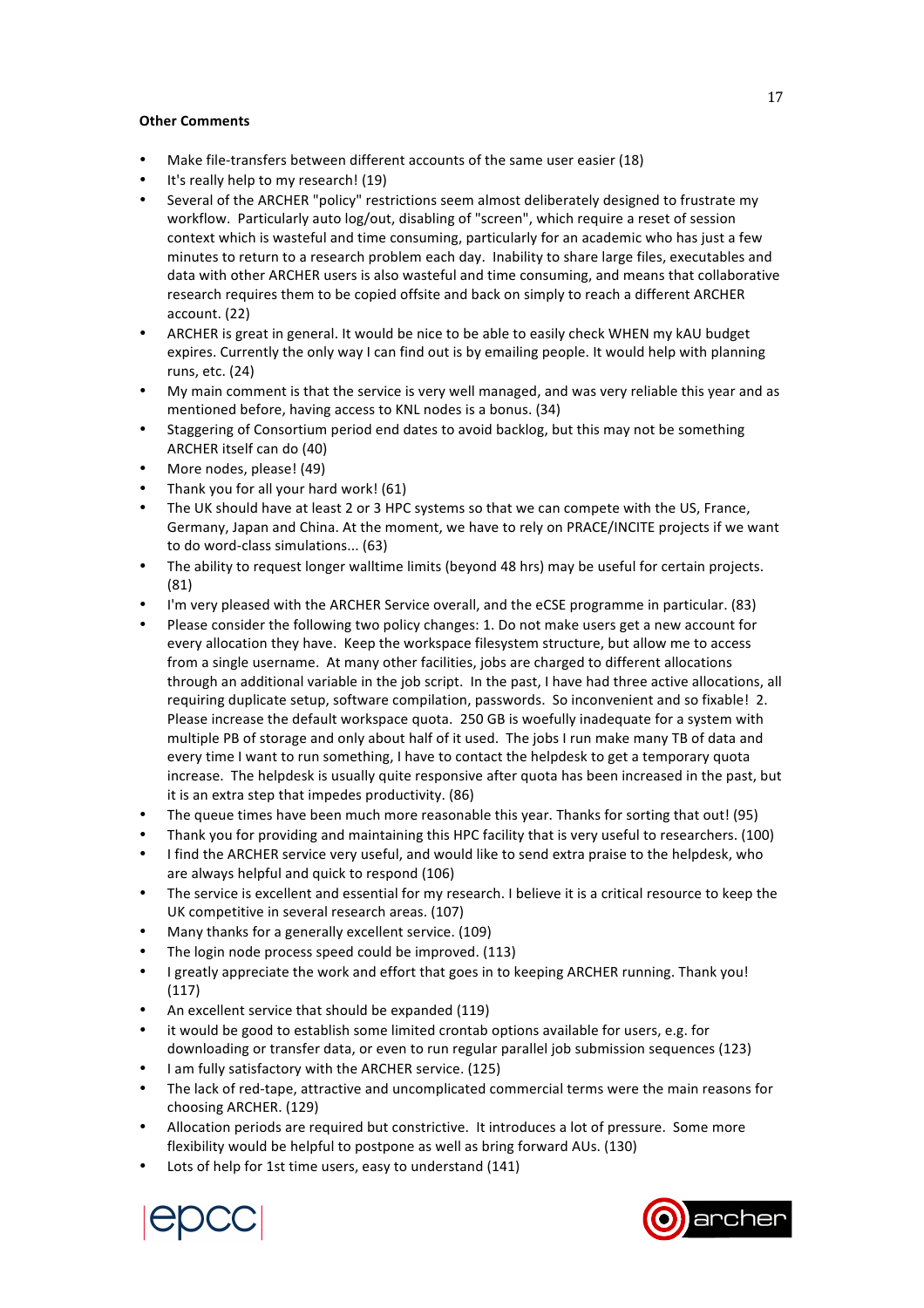**Other Comments**

- Make file-transfers between different accounts of the same user easier (18)
- It's really help to my research! (19)
- Several of the ARCHER "policy" restrictions seem almost deliberately designed to frustrate my workflow. Particularly auto log/out, disabling of "screen", which require a reset of session context which is wasteful and time consuming, particularly for an academic who has just a few minutes to return to a research problem each day. Inability to share large files, executables and data with other ARCHER users is also wasteful and time consuming, and means that collaborative research requires them to be copied offsite and back on simply to reach a different ARCHER account. (22)
- ARCHER is great in general. It would be nice to be able to easily check WHEN my kAU budget expires. Currently the only way I can find out is by emailing people. It would help with planning runs, etc. (24)
- My main comment is that the service is very well managed, and was very reliable this year and as mentioned before, having access to KNL nodes is a bonus. (34)
- Staggering of Consortium period end dates to avoid backlog, but this may not be something ARCHER itself can do (40)
- More nodes, please! (49)
- Thank you for all your hard work! (61)
- The UK should have at least 2 or 3 HPC systems so that we can compete with the US, France, Germany, Japan and China. At the moment, we have to rely on PRACE/INCITE projects if we want to do word-class simulations... (63)
- The ability to request longer walltime limits (beyond 48 hrs) may be useful for certain projects. (81)
- I'm very pleased with the ARCHER Service overall, and the eCSE programme in particular. (83)
- Please consider the following two policy changes: 1. Do not make users get a new account for every allocation they have. Keep the workspace filesystem structure, but allow me to access from a single username. At many other facilities, jobs are charged to different allocations through an additional variable in the job script. In the past, I have had three active allocations, all requiring duplicate setup, software compilation, passwords. So inconvenient and so fixable! 2. Please increase the default workspace quota. 250 GB is woefully inadequate for a system with multiple PB of storage and only about half of it used. The jobs I run make many TB of data and every time I want to run something, I have to contact the helpdesk to get a temporary quota increase. The helpdesk is usually quite responsive after quota has been increased in the past, but it is an extra step that impedes productivity. (86)
- The queue times have been much more reasonable this year. Thanks for sorting that out! (95)
- Thank you for providing and maintaining this HPC facility that is very useful to researchers. (100)
- I find the ARCHER service very useful, and would like to send extra praise to the helpdesk, who are always helpful and quick to respond (106)
- The service is excellent and essential for my research. I believe it is a critical resource to keep the UK competitive in several research areas. (107)
- Many thanks for a generally excellent service. (109)
- The login node process speed could be improved. (113)
- I greatly appreciate the work and effort that goes in to keeping ARCHER running. Thank you! (117)
- An excellent service that should be expanded (119)
- it would be good to establish some limited crontab options available for users, e.g. for downloading or transfer data, or even to run regular parallel job submission sequences (123)
- I am fully satisfactory with the ARCHER service. (125)
- The lack of red-tape, attractive and uncomplicated commercial terms were the main reasons for choosing ARCHER. (129)
- Allocation periods are required but constrictive. It introduces a lot of pressure. Some more flexibility would be helpful to postpone as well as bring forward AUs. (130)
- Lots of help for 1st time users, easy to understand (141)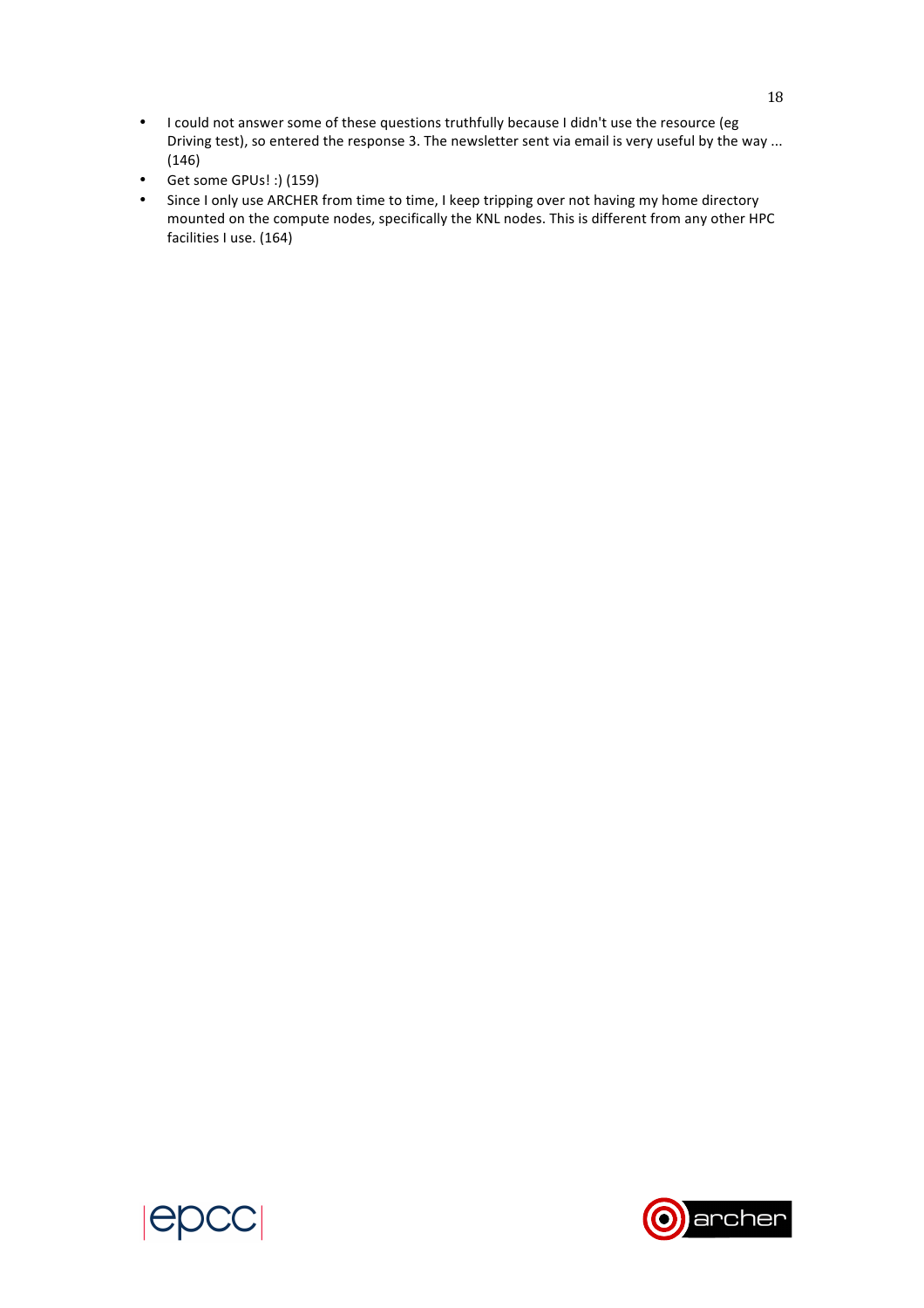- I could not answer some of these questions truthfully because I didn't use the resource (eg Driving test), so entered the response 3. The newsletter sent via email is very useful by the way ... (146)
- Get some GPUs! :) (159)
- Since I only use ARCHER from time to time, I keep tripping over not having my home directory mounted on the compute nodes, specifically the KNL nodes. This is different from any other HPC facilities I use. (164)